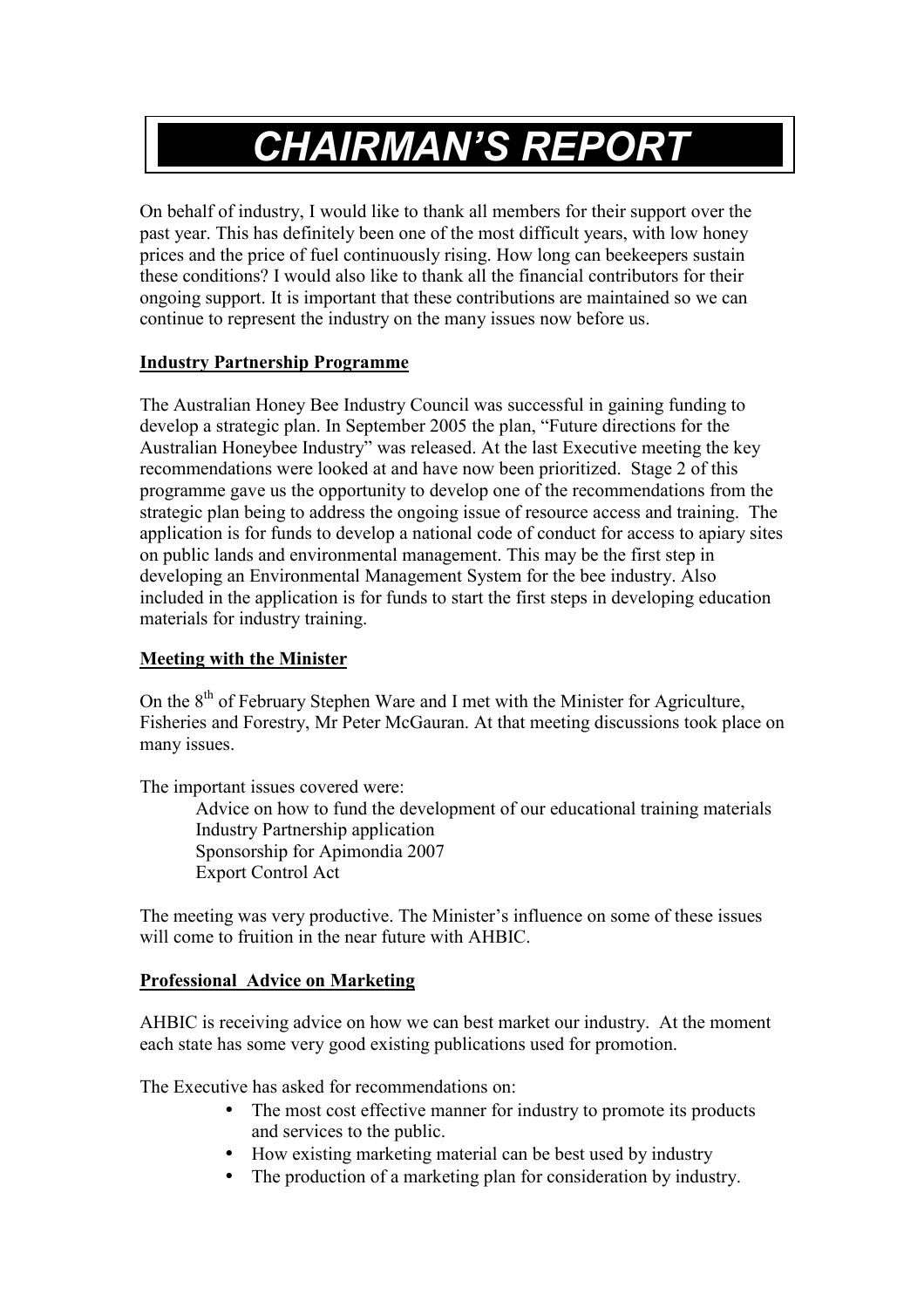# CHAIRMAN'S REPORT

On behalf of industry, I would like to thank all members for their support over the past year. This has definitely been one of the most difficult years, with low honey prices and the price of fuel continuously rising. How long can beekeepers sustain these conditions? I would also like to thank all the financial contributors for their ongoing support. It is important that these contributions are maintained so we can continue to represent the industry on the many issues now before us.

**Industry Partnership Programme**

The Australian Honey Bee Industry Council was successful in gaining funding to develop a strategic plan. In September 2005 the plan, "Future directions for the Australian Honeybee Industry" was released. At the last Executive meeting the key recommendations were looked at and have now been prioritized. Stage 2 of this programme gave us the opportunity to develop one of the recommendations from the strategic plan being to address the ongoing issue of resource access and training. The application is for funds to develop a national code of conduct for access to apiary sites on public lands and environmental management. This may be the first step in developing an Environmental Management System for the bee industry. Also included in the application is for funds to start the first steps in developing education materials for industry training.

**Meeting with the Minister**

On the 8th of February Stephen Ware and I met with the Minister for Agriculture, Fisheries and Forestry, Mr Peter McGauran. At that meeting discussions took place on many issues.

The important issues covered were:

Advice on how to fund the development of our educational training materials
Industry Partnership application
Sponsorship for Apimondia 2007
Export Control Act

The meeting was very productive. The Minister's influence on some of these issues will come to fruition in the near future with AHBIC.

**Professional Advice on Marketing**

AHBIC is receiving advice on how we can best market our industry. At the moment each state has some very good existing publications used for promotion.

The Executive has asked for recommendations on:

- The most cost effective manner for industry to promote its products and services to the public.
- How existing marketing material can be best used by industry
- The production of a marketing plan for consideration by industry.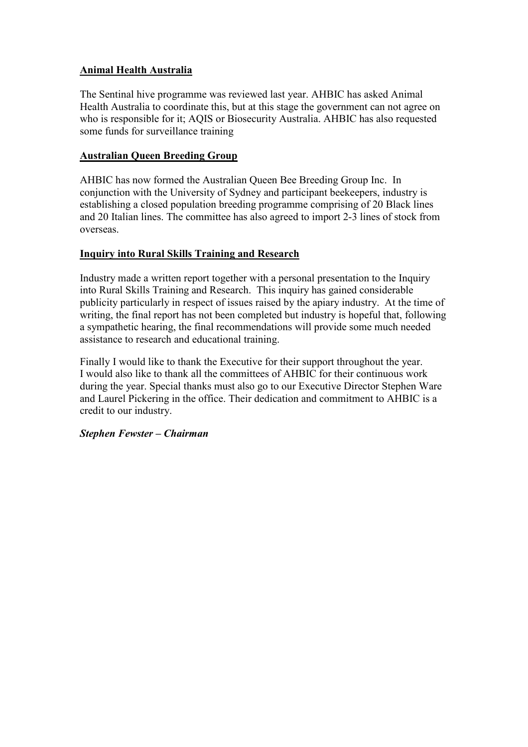## Animal Health Australia

The Sentinal hive programme was reviewed last year. AHBIC has asked Animal Health Australia to coordinate this, but at this stage the government can not agree on who is responsible for it; AQIS or Biosecurity Australia. AHBIC has also requested some funds for surveillance training

## Australian Queen Breeding Group

AHBIC has now formed the Australian Queen Bee Breeding Group Inc. In conjunction with the University of Sydney and participant beekeepers, industry is establishing a closed population breeding programme comprising of 20 Black lines and 20 Italian lines. The committee has also agreed to import 2-3 lines of stock from overseas.

## Inquiry into Rural Skills Training and Research

Industry made a written report together with a personal presentation to the Inquiry into Rural Skills Training and Research. This inquiry has gained considerable publicity particularly in respect of issues raised by the apiary industry. At the time of writing, the final report has not been completed but industry is hopeful that, following a sympathetic hearing, the final recommendations will provide some much needed assistance to research and educational training.

Finally I would like to thank the Executive for their support throughout the year. I would also like to thank all the committees of AHBIC for their continuous work during the year. Special thanks must also go to our Executive Director Stephen Ware and Laurel Pickering in the office. Their dedication and commitment to AHBIC is a credit to our industry.

***Stephen Fewster – Chairman***